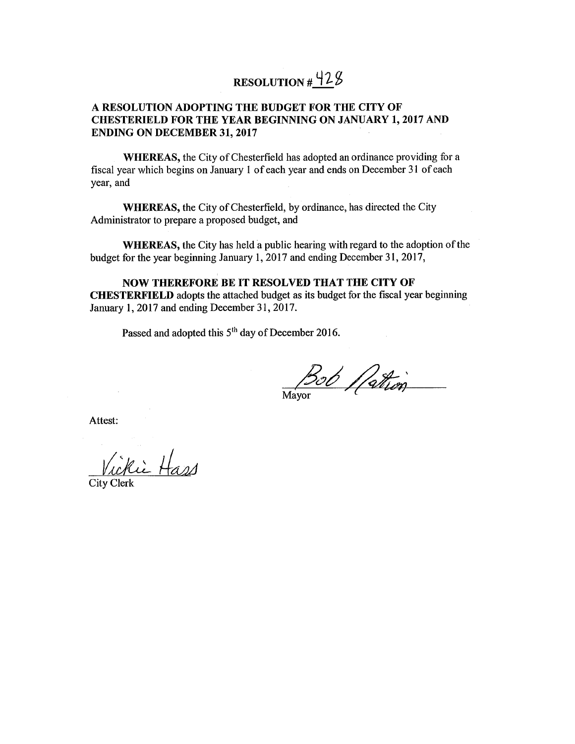# RESOLUTION # 428

## A RESOLUTION ADOPTING THE BUDGET FOR THE CITY OF CHESTERIELD FOR THE YEAR BEGINNING ON JANUARY 1, 2017 AND ENDING ON DECEMBER 31, 2017

**WHEREAS,** the City of Chesterfield has adopted an ordinance providing for a fiscal year which begins on January 1 of each year and ends on December 31 of each year, and

**WHEREAS,** the City of Chesterfield, by ordinance, has directed the City Administrator to prepare a proposed budget, and

**WHEREAS,** the City has held a public hearing with regard to the adoption of the budget for the year beginning January 1, 2017 and ending December 31, 2017,

**NOW THEREFORE BE IT RESOLVED THAT THE CITY OF CHESTERFIELD** adopts the attached budget as its budget for the fiscal year beginning January 1, 2017 and ending December 31, 2017.

Passed and adopted this 5th day of December 2016.

Bob Nation
Mayor

Attest:

Vickie Hass
City Clerk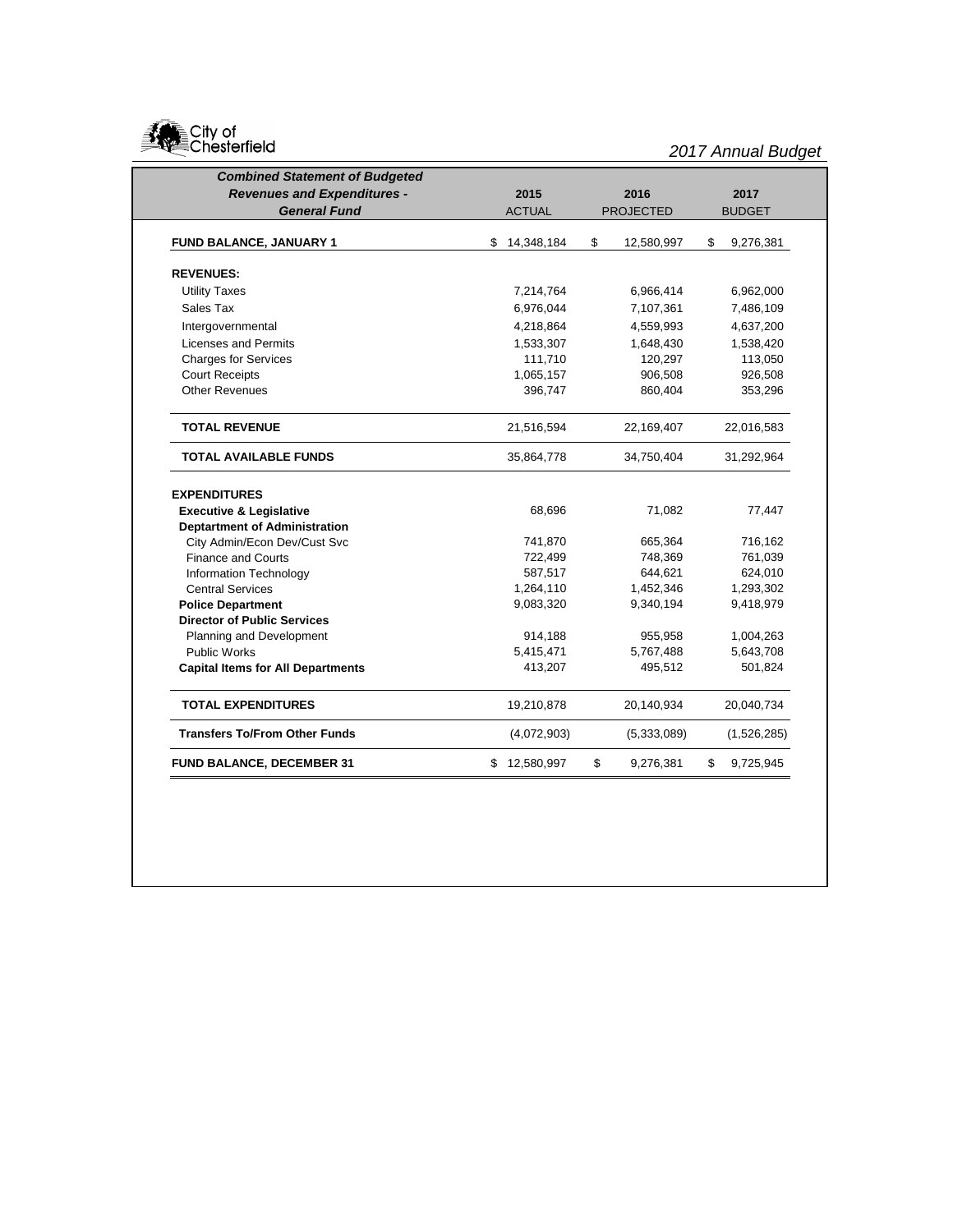City of Chesterfield

*2017 Annual Budget*

| ***Combined Statement of Budgeted Revenues and Expenditures - General Fund*** | **2015** ACTUAL | **2016** PROJECTED | **2017** BUDGET |
|---|---|---|---|
| **FUND BALANCE, JANUARY 1** | $ 14,348,184 | $ 12,580,997 | $ 9,276,381 |
| **REVENUES:** | | | |
| Utility Taxes | 7,214,764 | 6,966,414 | 6,962,000 |
| Sales Tax | 6,976,044 | 7,107,361 | 7,486,109 |
| Intergovernmental | 4,218,864 | 4,559,993 | 4,637,200 |
| Licenses and Permits | 1,533,307 | 1,648,430 | 1,538,420 |
| Charges for Services | 111,710 | 120,297 | 113,050 |
| Court Receipts | 1,065,157 | 906,508 | 926,508 |
| Other Revenues | 396,747 | 860,404 | 353,296 |
| **TOTAL REVENUE** | 21,516,594 | 22,169,407 | 22,016,583 |
| **TOTAL AVAILABLE FUNDS** | 35,864,778 | 34,750,404 | 31,292,964 |
| **EXPENDITURES** | | | |
| **Executive & Legislative** | 68,696 | 71,082 | 77,447 |
| **Deptartment of Administration** | | | |
| City Admin/Econ Dev/Cust Svc | 741,870 | 665,364 | 716,162 |
| Finance and Courts | 722,499 | 748,369 | 761,039 |
| Information Technology | 587,517 | 644,621 | 624,010 |
| Central Services | 1,264,110 | 1,452,346 | 1,293,302 |
| **Police Department** | 9,083,320 | 9,340,194 | 9,418,979 |
| **Director of Public Services** | | | |
| Planning and Development | 914,188 | 955,958 | 1,004,263 |
| Public Works | 5,415,471 | 5,767,488 | 5,643,708 |
| **Capital Items for All Departments** | 413,207 | 495,512 | 501,824 |
| **TOTAL EXPENDITURES** | 19,210,878 | 20,140,934 | 20,040,734 |
| **Transfers To/From Other Funds** | (4,072,903) | (5,333,089) | (1,526,285) |
| **FUND BALANCE, DECEMBER 31** | $ 12,580,997 | $ 9,276,381 | $ 9,725,945 |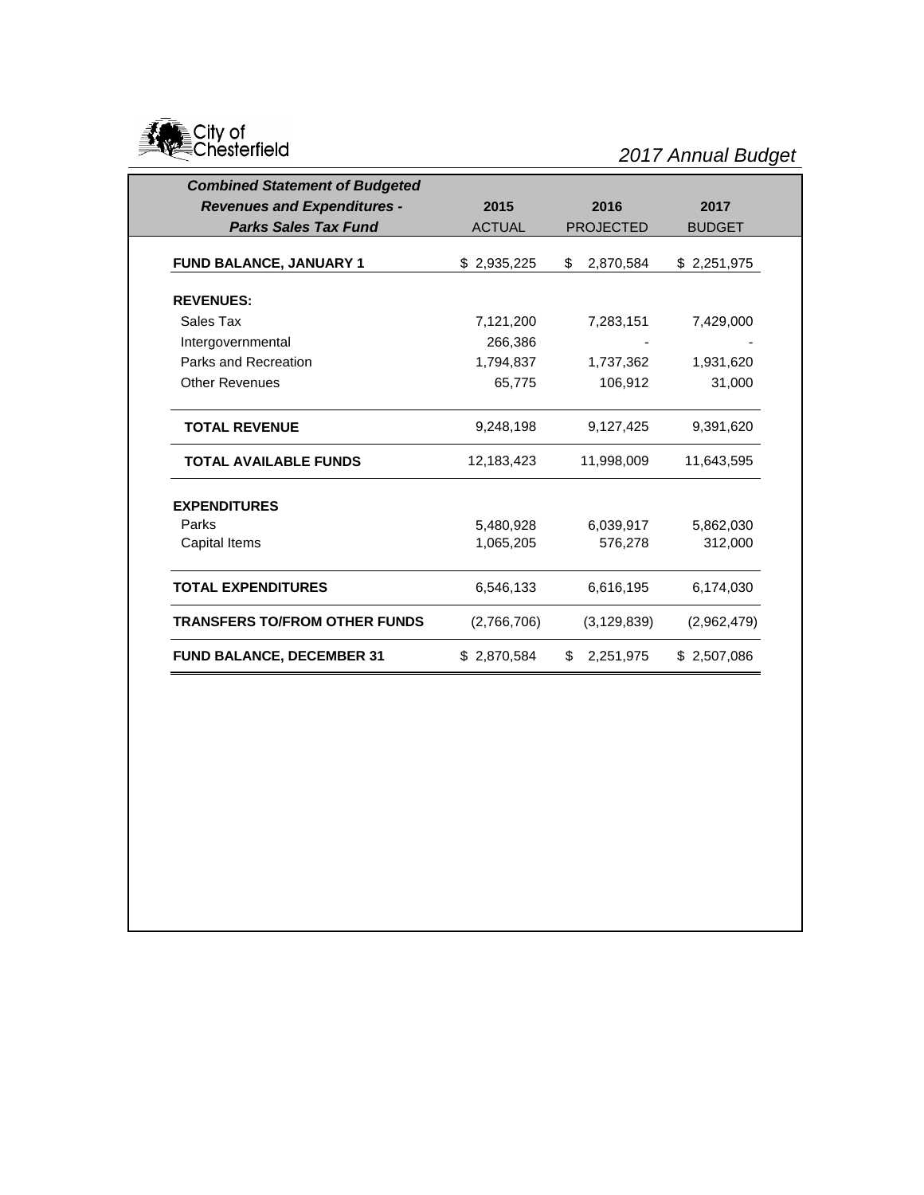City of Chesterfield

*2017 Annual Budget*

| ***Combined Statement of Budgeted Revenues and Expenditures - Parks Sales Tax Fund*** | **2015** ACTUAL | **2016** PROJECTED | **2017** BUDGET |
|---|---|---|---|
| **FUND BALANCE, JANUARY 1** | $ 2,935,225 | $ 2,870,584 | $ 2,251,975 |
| **REVENUES:** | | | |
| Sales Tax | 7,121,200 | 7,283,151 | 7,429,000 |
| Intergovernmental | 266,386 | - | - |
| Parks and Recreation | 1,794,837 | 1,737,362 | 1,931,620 |
| Other Revenues | 65,775 | 106,912 | 31,000 |
| **TOTAL REVENUE** | 9,248,198 | 9,127,425 | 9,391,620 |
| **TOTAL AVAILABLE FUNDS** | 12,183,423 | 11,998,009 | 11,643,595 |
| **EXPENDITURES** | | | |
| Parks | 5,480,928 | 6,039,917 | 5,862,030 |
| Capital Items | 1,065,205 | 576,278 | 312,000 |
| **TOTAL EXPENDITURES** | 6,546,133 | 6,616,195 | 6,174,030 |
| **TRANSFERS TO/FROM OTHER FUNDS** | (2,766,706) | (3,129,839) | (2,962,479) |
| **FUND BALANCE, DECEMBER 31** | $ 2,870,584 | $ 2,251,975 | $ 2,507,086 |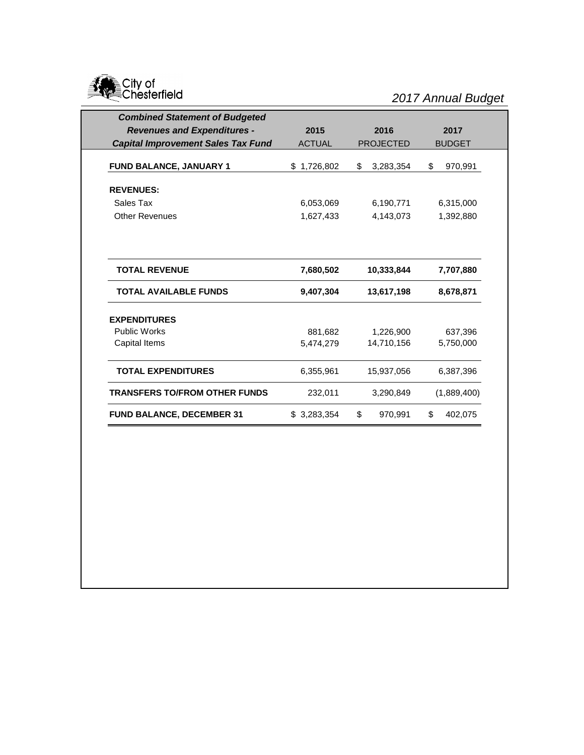City of Chesterfield

*2017 Annual Budget*

| ***Combined Statement of Budgeted Revenues and Expenditures - Capital Improvement Sales Tax Fund*** | **2015** ACTUAL | **2016** PROJECTED | **2017** BUDGET |
|---|---|---|---|
| **FUND BALANCE, JANUARY 1** | $ 1,726,802 | $ 3,283,354 | $ 970,991 |
| **REVENUES:** | | | |
| Sales Tax | 6,053,069 | 6,190,771 | 6,315,000 |
| Other Revenues | 1,627,433 | 4,143,073 | 1,392,880 |
| **TOTAL REVENUE** | **7,680,502** | **10,333,844** | **7,707,880** |
| **TOTAL AVAILABLE FUNDS** | **9,407,304** | **13,617,198** | **8,678,871** |
| **EXPENDITURES** | | | |
| Public Works | 881,682 | 1,226,900 | 637,396 |
| Capital Items | 5,474,279 | 14,710,156 | 5,750,000 |
| **TOTAL EXPENDITURES** | 6,355,961 | 15,937,056 | 6,387,396 |
| **TRANSFERS TO/FROM OTHER FUNDS** | 232,011 | 3,290,849 | (1,889,400) |
| **FUND BALANCE, DECEMBER 31** | $ 3,283,354 | $ 970,991 | $ 402,075 |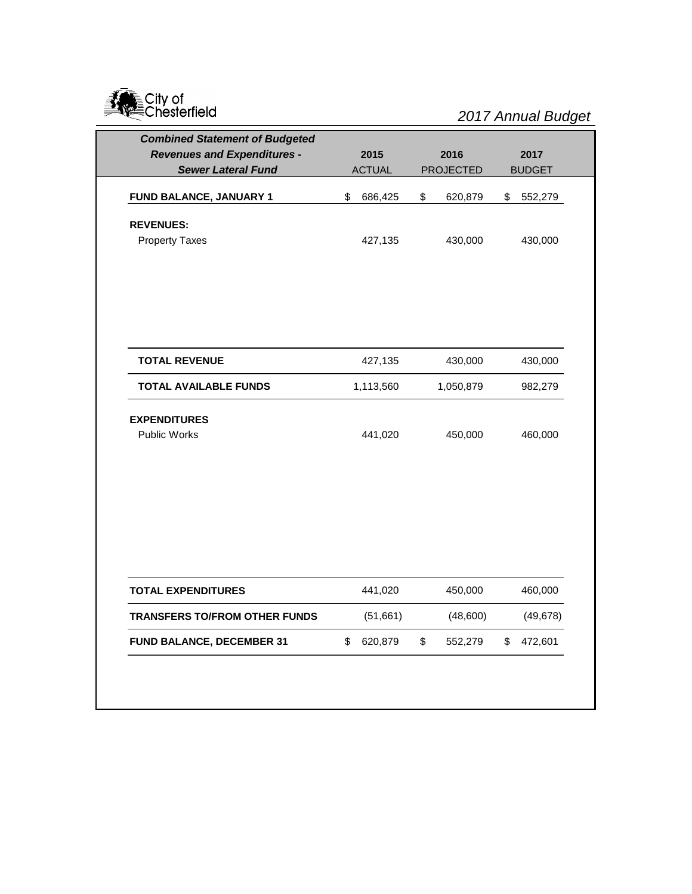City of Chesterfield

*2017 Annual Budget*

| ***Combined Statement of Budgeted Revenues and Expenditures - Sewer Lateral Fund*** | **2015** ACTUAL | **2016** PROJECTED | **2017** BUDGET |
|---|---|---|---|
| **FUND BALANCE, JANUARY 1** | $ 686,425 | $ 620,879 | $ 552,279 |
| **REVENUES:** | | | |
| Property Taxes | 427,135 | 430,000 | 430,000 |
| **TOTAL REVENUE** | 427,135 | 430,000 | 430,000 |
| **TOTAL AVAILABLE FUNDS** | 1,113,560 | 1,050,879 | 982,279 |
| **EXPENDITURES** | | | |
| Public Works | 441,020 | 450,000 | 460,000 |
| **TOTAL EXPENDITURES** | 441,020 | 450,000 | 460,000 |
| **TRANSFERS TO/FROM OTHER FUNDS** | (51,661) | (48,600) | (49,678) |
| **FUND BALANCE, DECEMBER 31** | $ 620,879 | $ 552,279 | $ 472,601 |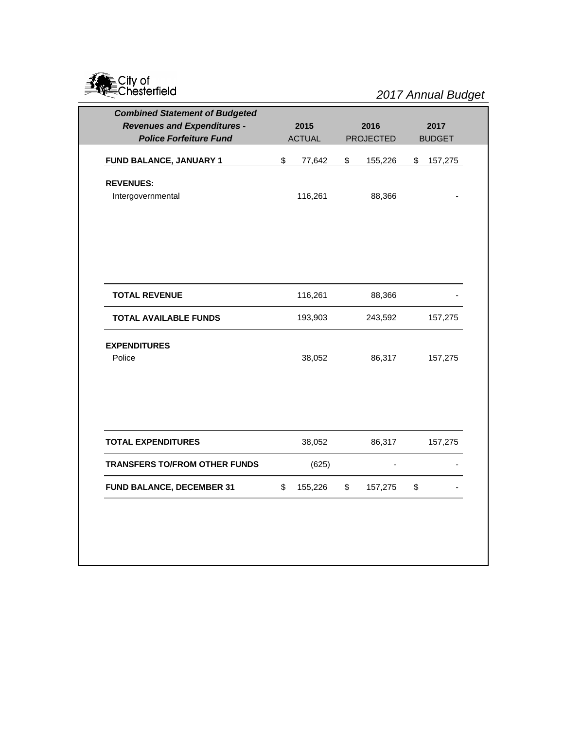City of Chesterfield

*2017 Annual Budget*

| ***Combined Statement of Budgeted Revenues and Expenditures - Police Forfeiture Fund*** | **2015** ACTUAL | **2016** PROJECTED | **2017** BUDGET |
|---|---|---|---|
| **FUND BALANCE, JANUARY 1** | $ 77,642 | $ 155,226 | $ 157,275 |
| **REVENUES:** | | | |
| Intergovernmental | 116,261 | 88,366 | - |
| **TOTAL REVENUE** | 116,261 | 88,366 | - |
| **TOTAL AVAILABLE FUNDS** | 193,903 | 243,592 | 157,275 |
| **EXPENDITURES** | | | |
| Police | 38,052 | 86,317 | 157,275 |
| **TOTAL EXPENDITURES** | 38,052 | 86,317 | 157,275 |
| **TRANSFERS TO/FROM OTHER FUNDS** | (625) | - | - |
| **FUND BALANCE, DECEMBER 31** | $ 155,226 | $ 157,275 | $ - |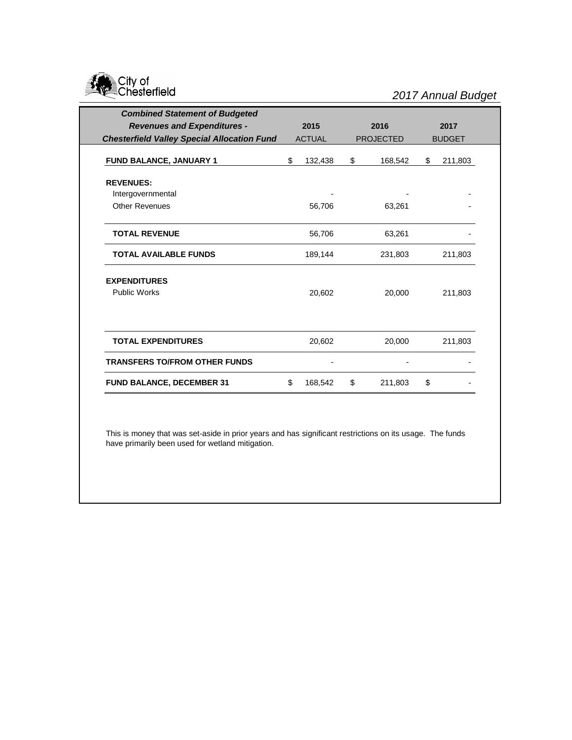City of Chesterfield

*2017 Annual Budget*

| ***Combined Statement of Budgeted Revenues and Expenditures - Chesterfield Valley Special Allocation Fund*** | **2015** ACTUAL | **2016** PROJECTED | **2017** BUDGET |
|---|---|---|---|
| **FUND BALANCE, JANUARY 1** | $ 132,438 | $ 168,542 | $ 211,803 |
| **REVENUES:** | | | |
| Intergovernmental | - | - | - |
| Other Revenues | 56,706 | 63,261 | - |
| **TOTAL REVENUE** | 56,706 | 63,261 | - |
| **TOTAL AVAILABLE FUNDS** | 189,144 | 231,803 | 211,803 |
| **EXPENDITURES** | | | |
| Public Works | 20,602 | 20,000 | 211,803 |
| **TOTAL EXPENDITURES** | 20,602 | 20,000 | 211,803 |
| **TRANSFERS TO/FROM OTHER FUNDS** | - | - | - |
| **FUND BALANCE, DECEMBER 31** | $ 168,542 | $ 211,803 | $ - |

This is money that was set-aside in prior years and has significant restrictions on its usage. The funds have primarily been used for wetland mitigation.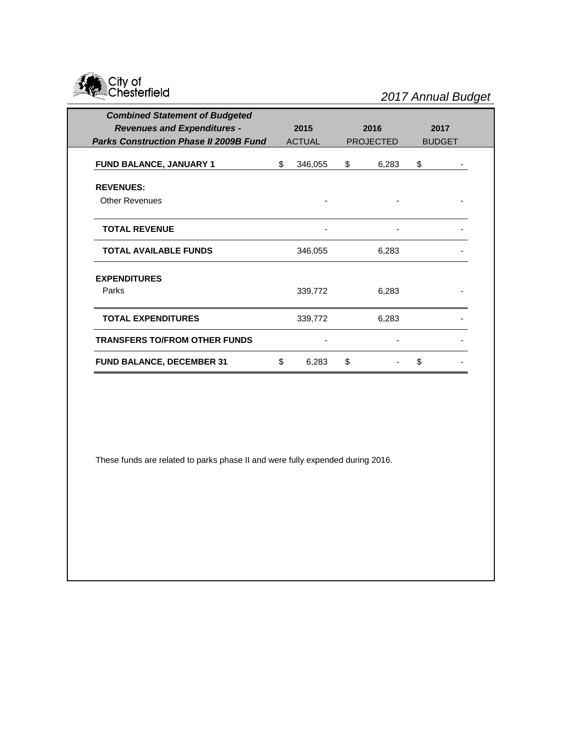City of Chesterfield

*2017 Annual Budget*

| ***Combined Statement of Budgeted Revenues and Expenditures - Parks Construction Phase II 2009B Fund*** | **2015** ACTUAL | **2016** PROJECTED | **2017** BUDGET |
|---|---|---|---|
| **FUND BALANCE, JANUARY 1** | $ 346,055 | $ 6,283 | $ - |
| **REVENUES:** | | | |
| Other Revenues | - | - | - |
| **TOTAL REVENUE** | - | - | - |
| **TOTAL AVAILABLE FUNDS** | 346,055 | 6,283 | - |
| **EXPENDITURES** | | | |
| Parks | 339,772 | 6,283 | - |
| **TOTAL EXPENDITURES** | 339,772 | 6,283 | - |
| **TRANSFERS TO/FROM OTHER FUNDS** | - | - | - |
| **FUND BALANCE, DECEMBER 31** | $ 6,283 | $ - | $ - |

These funds are related to parks phase II and were fully expended during 2016.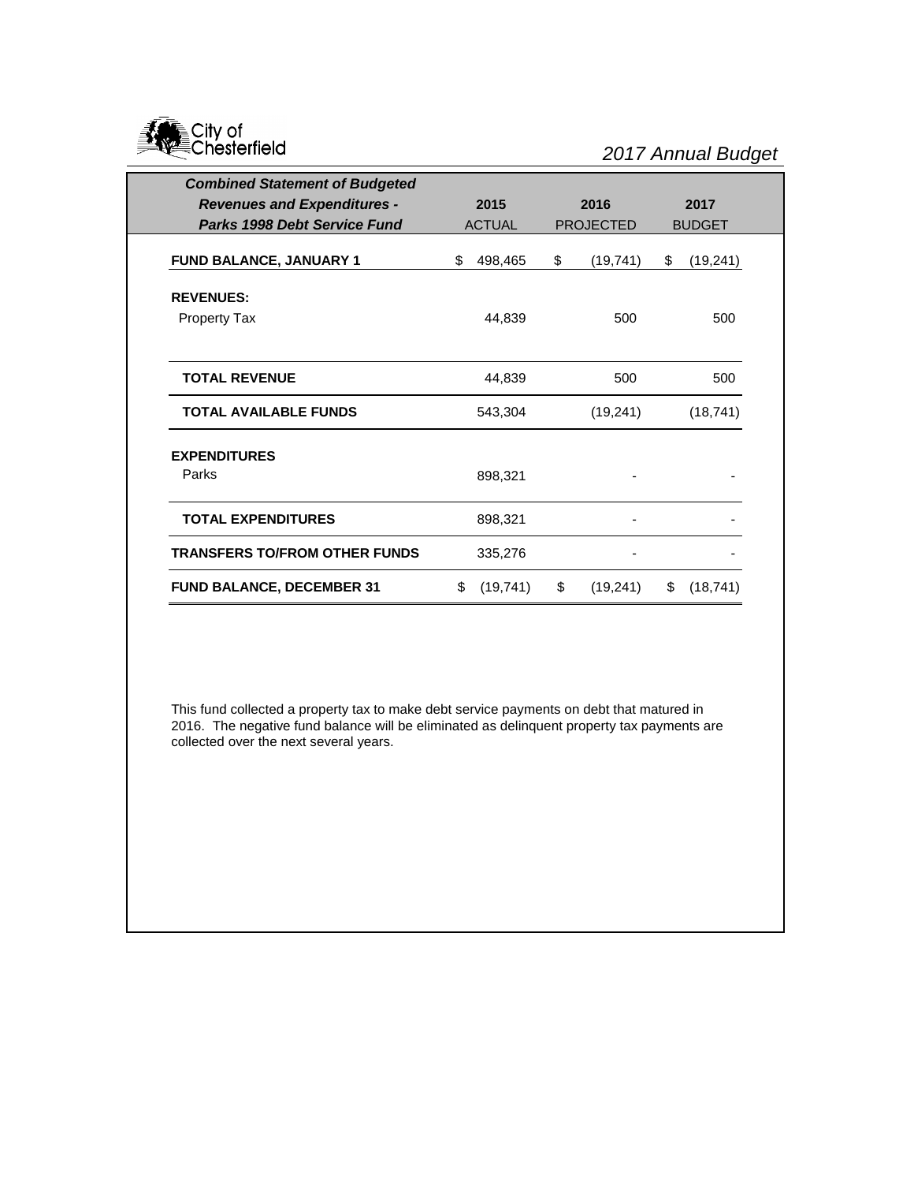2017 Annual Budget

| ***Combined Statement of Budgeted Revenues and Expenditures - Parks 1998 Debt Service Fund*** | **2015** ACTUAL | **2016** PROJECTED | **2017** BUDGET |
|---|---|---|---|
| **FUND BALANCE, JANUARY 1** | $ 498,465 | $ (19,741) | $ (19,241) |
| **REVENUES:** | | | |
| Property Tax | 44,839 | 500 | 500 |
| **TOTAL REVENUE** | 44,839 | 500 | 500 |
| **TOTAL AVAILABLE FUNDS** | 543,304 | (19,241) | (18,741) |
| **EXPENDITURES** | | | |
| Parks | 898,321 | - | - |
| **TOTAL EXPENDITURES** | 898,321 | - | - |
| **TRANSFERS TO/FROM OTHER FUNDS** | 335,276 | - | - |
| **FUND BALANCE, DECEMBER 31** | $ (19,741) | $ (19,241) | $ (18,741) |

This fund collected a property tax to make debt service payments on debt that matured in 2016. The negative fund balance will be eliminated as delinquent property tax payments are collected over the next several years.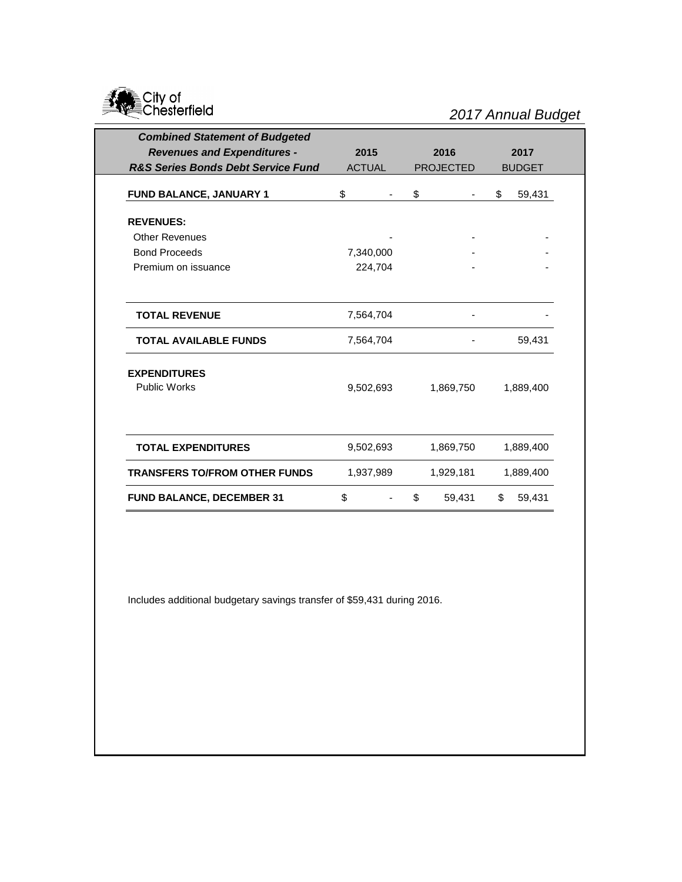City of Chesterfield

*2017 Annual Budget*

| ***Combined Statement of Budgeted Revenues and Expenditures - R&S Series Bonds Debt Service Fund*** | **2015** ACTUAL | **2016** PROJECTED | **2017** BUDGET |
|---|---|---|---|
| **FUND BALANCE, JANUARY 1** | $ - | $ - | $ 59,431 |
| **REVENUES:** | | | |
| Other Revenues | - | - | - |
| Bond Proceeds | 7,340,000 | - | - |
| Premium on issuance | 224,704 | - | - |
| **TOTAL REVENUE** | 7,564,704 | - | - |
| **TOTAL AVAILABLE FUNDS** | 7,564,704 | - | 59,431 |
| **EXPENDITURES** | | | |
| Public Works | 9,502,693 | 1,869,750 | 1,889,400 |
| **TOTAL EXPENDITURES** | 9,502,693 | 1,869,750 | 1,889,400 |
| **TRANSFERS TO/FROM OTHER FUNDS** | 1,937,989 | 1,929,181 | 1,889,400 |
| **FUND BALANCE, DECEMBER 31** | $ - | $ 59,431 | $ 59,431 |

Includes additional budgetary savings transfer of $59,431 during 2016.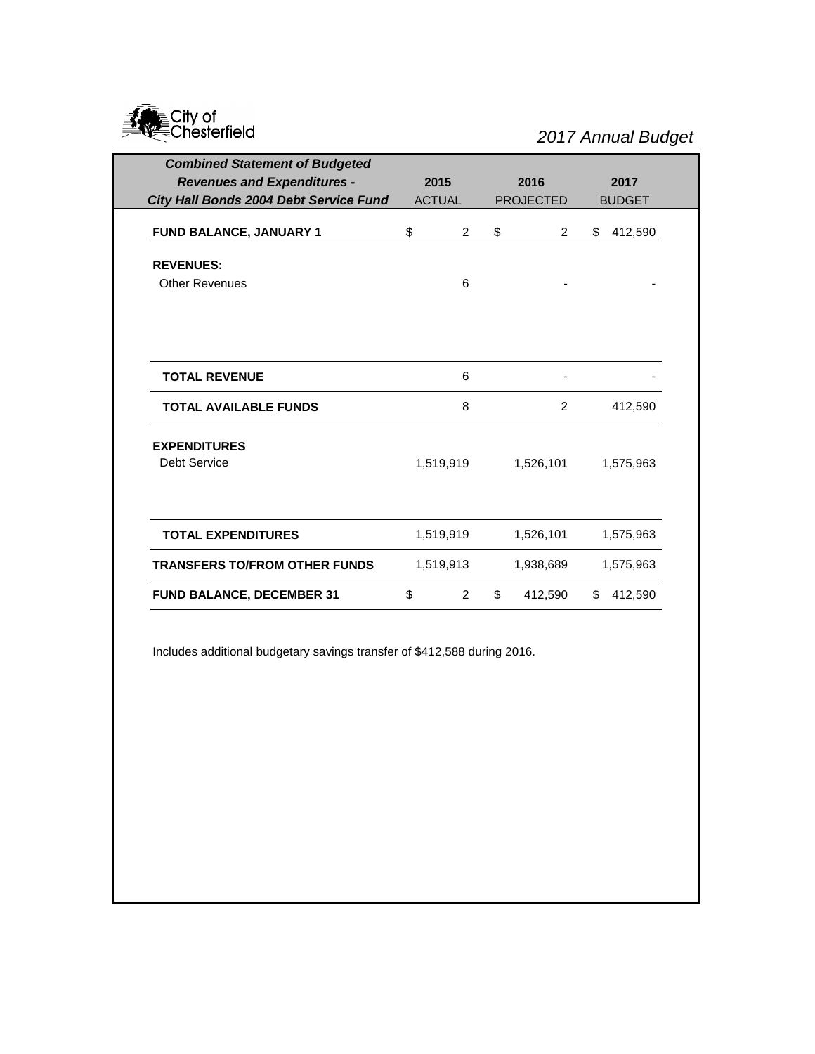City of Chesterfield

*2017 Annual Budget*

| ***Combined Statement of Budgeted Revenues and Expenditures - City Hall Bonds 2004 Debt Service Fund*** | **2015** ACTUAL | **2016** PROJECTED | **2017** BUDGET |
|---|---|---|---|
| **FUND BALANCE, JANUARY 1** | $ 2 | $ 2 | $ 412,590 |
| **REVENUES:** | | | |
| Other Revenues | 6 | - | - |
| **TOTAL REVENUE** | 6 | - | - |
| **TOTAL AVAILABLE FUNDS** | 8 | 2 | 412,590 |
| **EXPENDITURES** | | | |
| Debt Service | 1,519,919 | 1,526,101 | 1,575,963 |
| **TOTAL EXPENDITURES** | 1,519,919 | 1,526,101 | 1,575,963 |
| **TRANSFERS TO/FROM OTHER FUNDS** | 1,519,913 | 1,938,689 | 1,575,963 |
| **FUND BALANCE, DECEMBER 31** | $ 2 | $ 412,590 | $ 412,590 |

Includes additional budgetary savings transfer of $412,588 during 2016.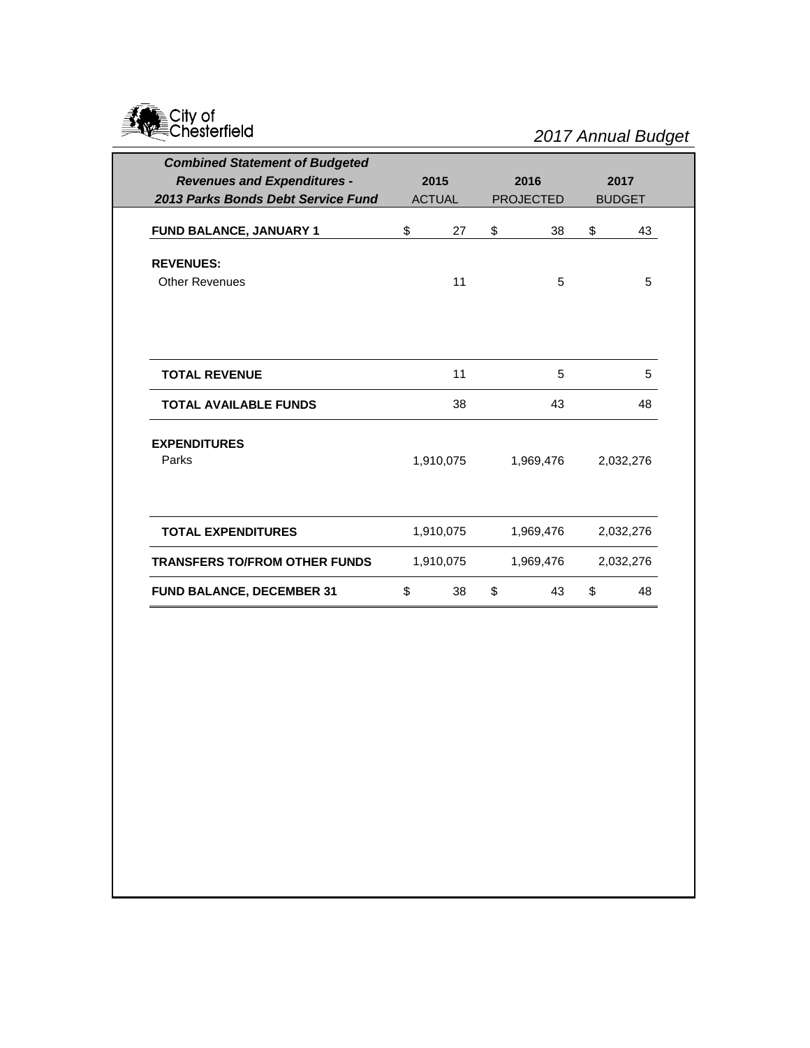City of Chesterfield

*2017 Annual Budget*

| ***Combined Statement of Budgeted Revenues and Expenditures - 2013 Parks Bonds Debt Service Fund*** | **2015** ACTUAL | **2016** PROJECTED | **2017** BUDGET |
|---|---|---|---|
| **FUND BALANCE, JANUARY 1** | $ 27 | $ 38 | $ 43 |
| **REVENUES:** | | | |
| Other Revenues | 11 | 5 | 5 |
| **TOTAL REVENUE** | 11 | 5 | 5 |
| **TOTAL AVAILABLE FUNDS** | 38 | 43 | 48 |
| **EXPENDITURES** | | | |
| Parks | 1,910,075 | 1,969,476 | 2,032,276 |
| **TOTAL EXPENDITURES** | 1,910,075 | 1,969,476 | 2,032,276 |
| **TRANSFERS TO/FROM OTHER FUNDS** | 1,910,075 | 1,969,476 | 2,032,276 |
| **FUND BALANCE, DECEMBER 31** | $ 38 | $ 43 | $ 48 |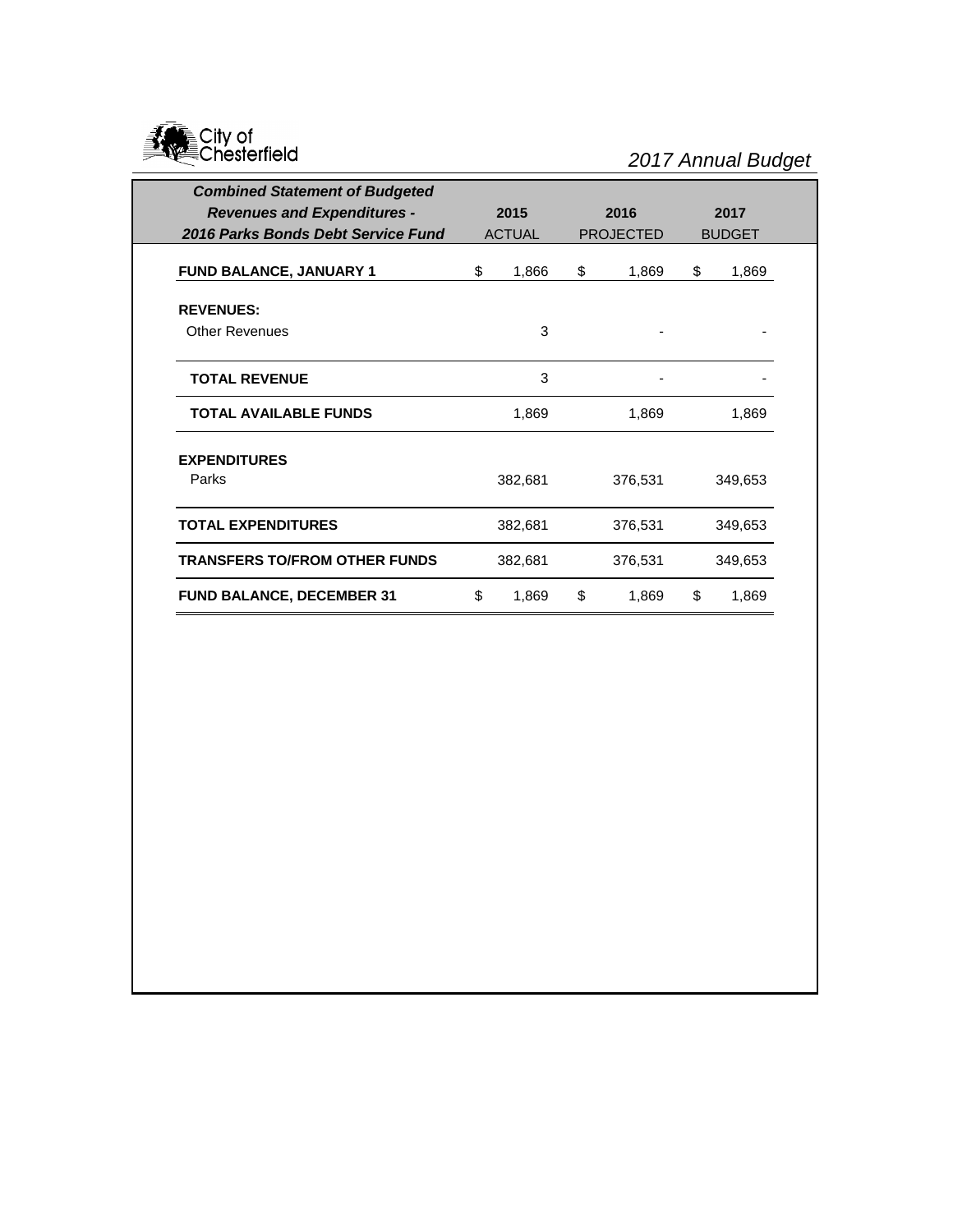# City of Chesterfield

*2017 Annual Budget*

| ***Combined Statement of Budgeted Revenues and Expenditures - 2016 Parks Bonds Debt Service Fund*** | **2015** ACTUAL | **2016** PROJECTED | **2017** BUDGET |
|---|---|---|---|
| **FUND BALANCE, JANUARY 1** | $ 1,866 | $ 1,869 | $ 1,869 |
| **REVENUES:** | | | |
| Other Revenues | 3 | - | - |
| **TOTAL REVENUE** | 3 | - | - |
| **TOTAL AVAILABLE FUNDS** | 1,869 | 1,869 | 1,869 |
| **EXPENDITURES** | | | |
| Parks | 382,681 | 376,531 | 349,653 |
| **TOTAL EXPENDITURES** | 382,681 | 376,531 | 349,653 |
| **TRANSFERS TO/FROM OTHER FUNDS** | 382,681 | 376,531 | 349,653 |
| **FUND BALANCE, DECEMBER 31** | $ 1,869 | $ 1,869 | $ 1,869 |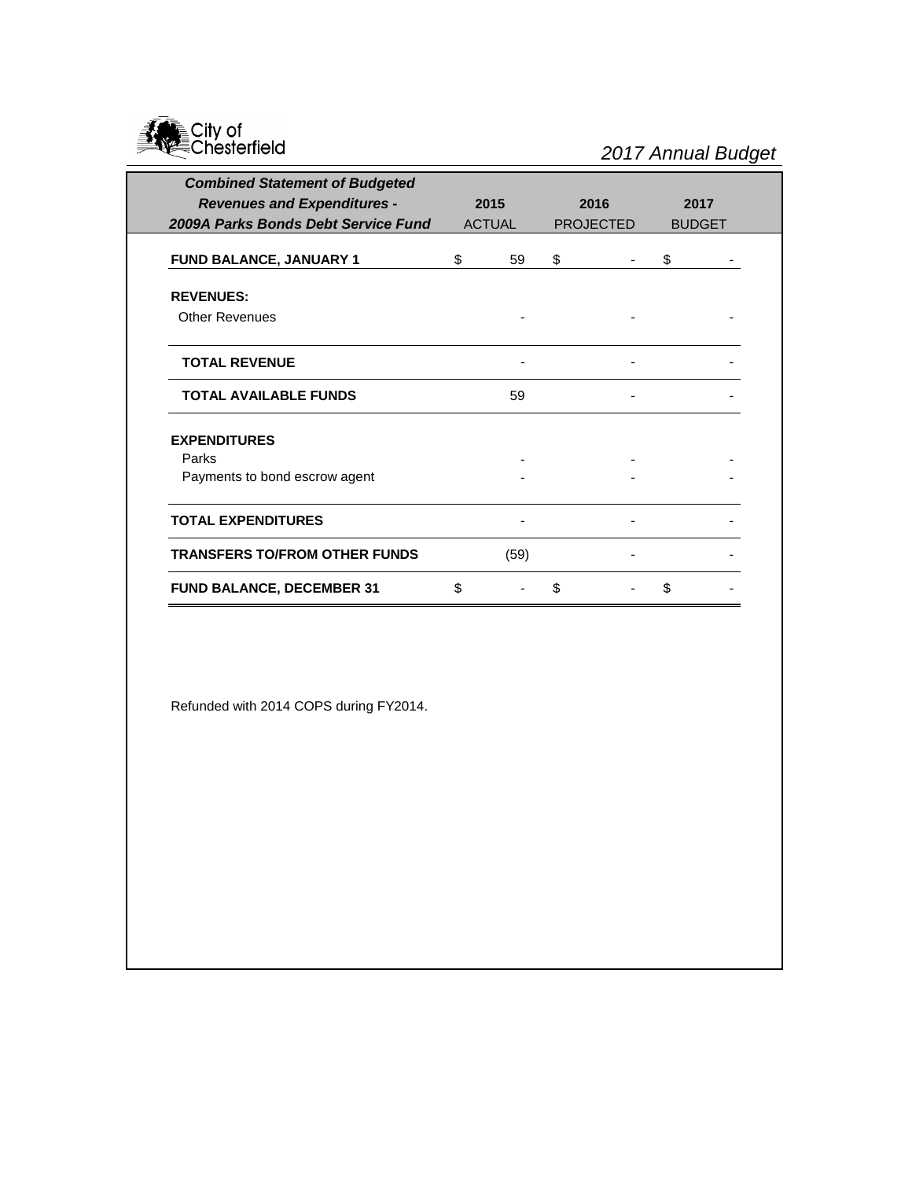| *Combined Statement of Budgeted Revenues and Expenditures - 2009A Parks Bonds Debt Service Fund* | 2015 ACTUAL | 2016 PROJECTED | 2017 BUDGET |
|---|---|---|---|
| **FUND BALANCE, JANUARY 1** | $ 59 | $ - | $ - |
| **REVENUES:** | | | |
| Other Revenues | - | - | - |
| **TOTAL REVENUE** | - | - | - |
| **TOTAL AVAILABLE FUNDS** | 59 | - | - |
| **EXPENDITURES** | | | |
| Parks | - | - | - |
| Payments to bond escrow agent | - | - | - |
| **TOTAL EXPENDITURES** | - | - | - |
| **TRANSFERS TO/FROM OTHER FUNDS** | (59) | - | - |
| **FUND BALANCE, DECEMBER 31** | $ - | $ - | $ - |

Refunded with 2014 COPS during FY2014.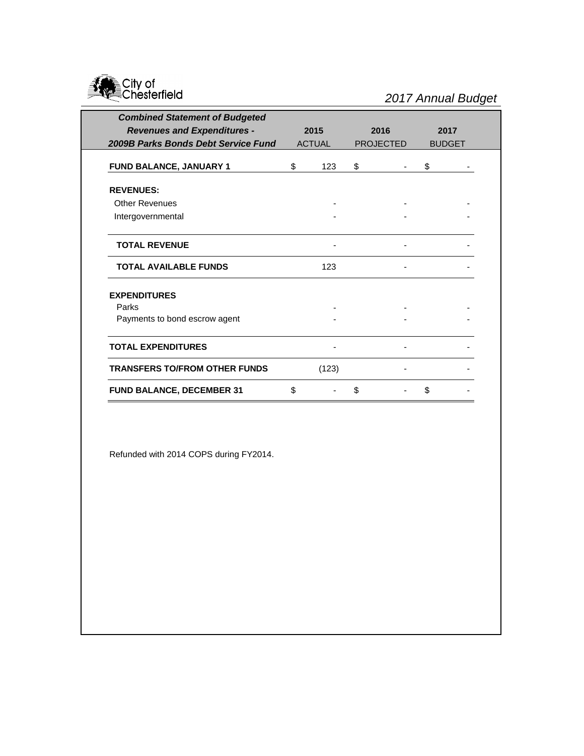City of Chesterfield

*2017 Annual Budget*

| ***Combined Statement of Budgeted Revenues and Expenditures - 2009B Parks Bonds Debt Service Fund*** | **2015** ACTUAL | **2016** PROJECTED | **2017** BUDGET |
|---|---|---|---|
| **FUND BALANCE, JANUARY 1** | $ 123 | $ - | $ - |
| **REVENUES:** | | | |
| Other Revenues | - | - | - |
| Intergovernmental | - | - | - |
| **TOTAL REVENUE** | - | - | - |
| **TOTAL AVAILABLE FUNDS** | 123 | - | - |
| **EXPENDITURES** | | | |
| Parks | - | - | - |
| Payments to bond escrow agent | - | - | - |
| **TOTAL EXPENDITURES** | - | - | - |
| **TRANSFERS TO/FROM OTHER FUNDS** | (123) | - | - |
| **FUND BALANCE, DECEMBER 31** | $ - | $ - | $ - |

Refunded with 2014 COPS during FY2014.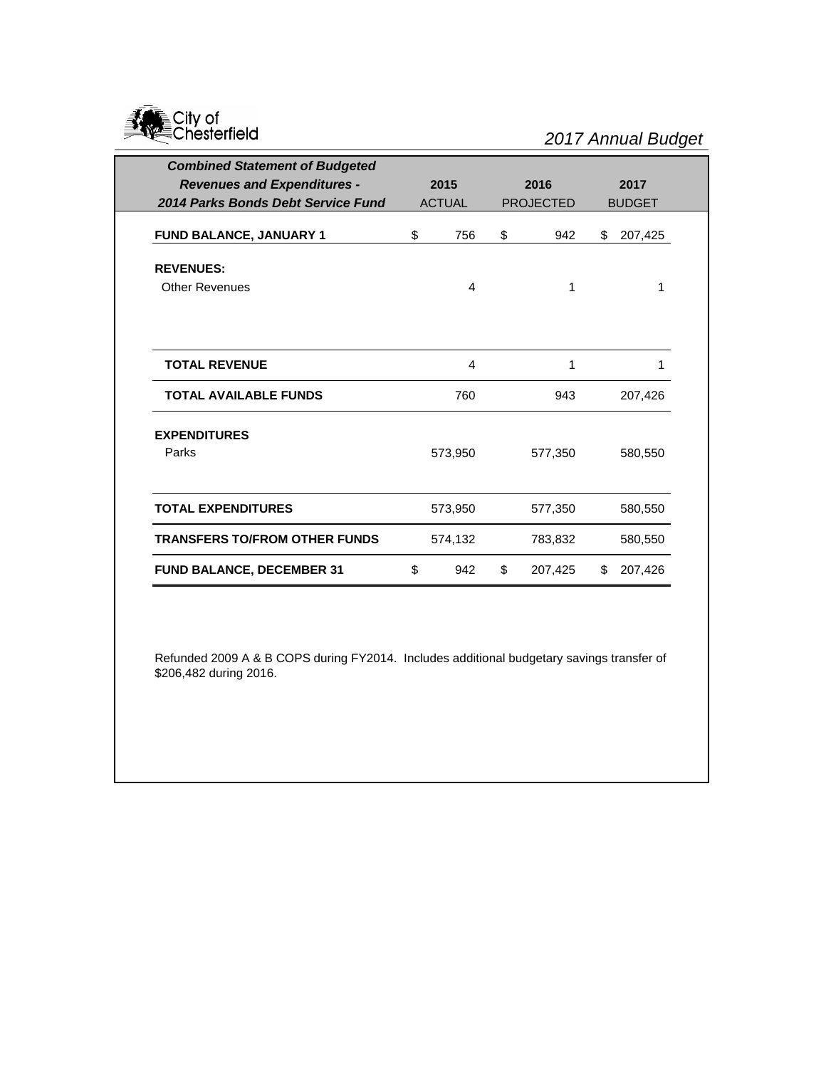City of Chesterfield

*2017 Annual Budget*

| ***Combined Statement of Budgeted Revenues and Expenditures - 2014 Parks Bonds Debt Service Fund*** | **2015** ACTUAL | **2016** PROJECTED | **2017** BUDGET |
|---|---|---|---|
| **FUND BALANCE, JANUARY 1** | $ 756 | $ 942 | $ 207,425 |
| **REVENUES:** | | | |
| Other Revenues | 4 | 1 | 1 |
| **TOTAL REVENUE** | 4 | 1 | 1 |
| **TOTAL AVAILABLE FUNDS** | 760 | 943 | 207,426 |
| **EXPENDITURES** | | | |
| Parks | 573,950 | 577,350 | 580,550 |
| **TOTAL EXPENDITURES** | 573,950 | 577,350 | 580,550 |
| **TRANSFERS TO/FROM OTHER FUNDS** | 574,132 | 783,832 | 580,550 |
| **FUND BALANCE, DECEMBER 31** | $ 942 | $ 207,425 | $ 207,426 |

Refunded 2009 A & B COPS during FY2014. Includes additional budgetary savings transfer of $206,482 during 2016.